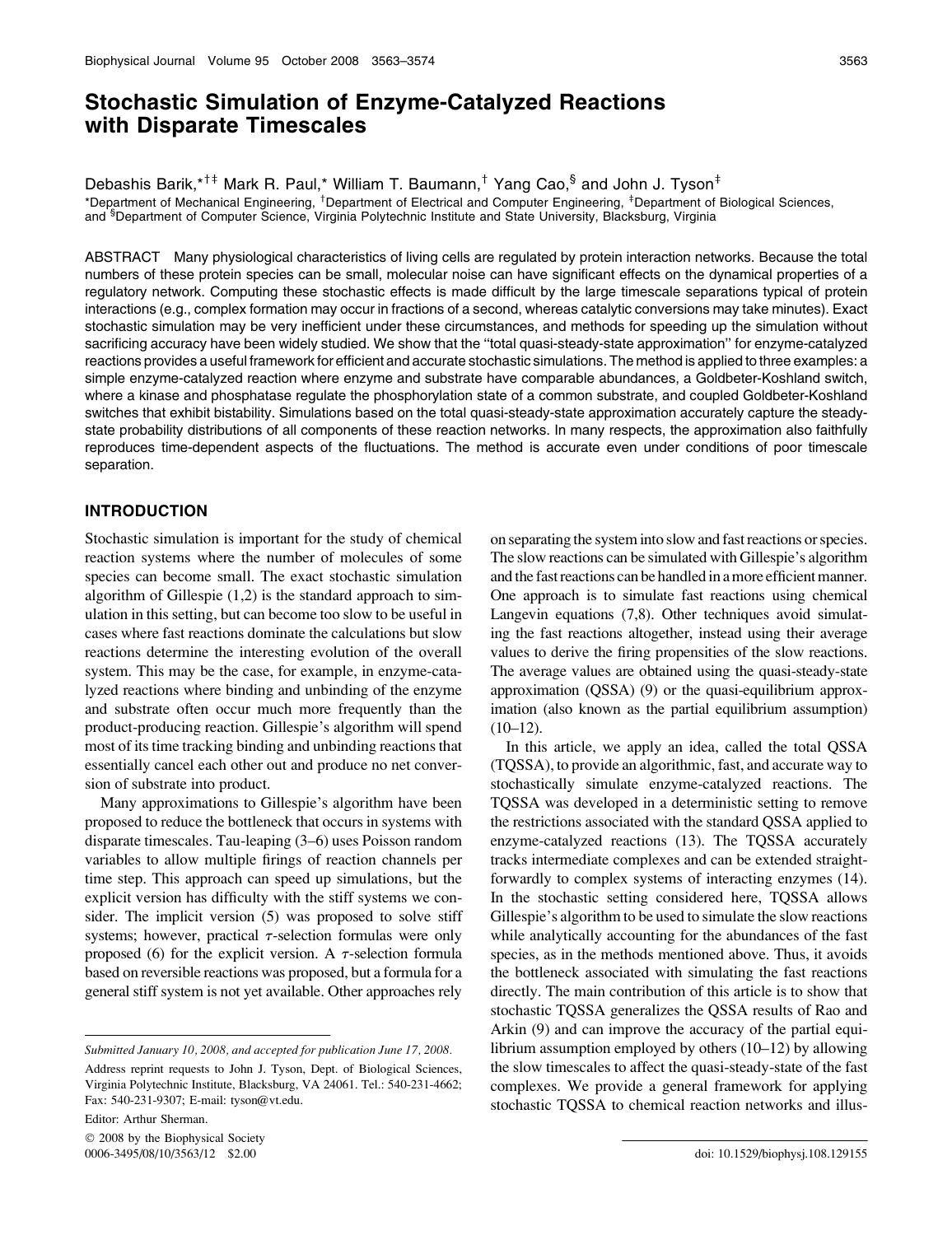# Stochastic Simulation of Enzyme-Catalyzed Reactions with Disparate Timescales

Debashis Barik,[*†‡] Mark R. Paul,[*] William T. Baumann,[†] Yang Cao,[§] and John J. Tyson[‡]

[*]Department of Mechanical Engineering, [†]Department of Electrical and Computer Engineering, [‡]Department of Biological Sciences, and [§]Department of Computer Science, Virginia Polytechnic Institute and State University, Blacksburg, Virginia

ABSTRACT Many physiological characteristics of living cells are regulated by protein interaction networks. Because the total numbers of these protein species can be small, molecular noise can have significant effects on the dynamical properties of a regulatory network. Computing these stochastic effects is made difficult by the large timescale separations typical of protein interactions (e.g., complex formation may occur in fractions of a second, whereas catalytic conversions may take minutes). Exact stochastic simulation may be very inefficient under these circumstances, and methods for speeding up the simulation without sacrificing accuracy have been widely studied. We show that the "total quasi-steady-state approximation" for enzyme-catalyzed reactions provides a useful framework for efficient and accurate stochastic simulations. The method is applied to three examples: a simple enzyme-catalyzed reaction where enzyme and substrate have comparable abundances, a Goldbeter-Koshland switch, where a kinase and phosphatase regulate the phosphorylation state of a common substrate, and coupled Goldbeter-Koshland switches that exhibit bistability. Simulations based on the total quasi-steady-state approximation accurately capture the steady-state probability distributions of all components of these reaction networks. In many respects, the approximation also faithfully reproduces time-dependent aspects of the fluctuations. The method is accurate even under conditions of poor timescale separation.

## INTRODUCTION

Stochastic simulation is important for the study of chemical reaction systems where the number of molecules of some species can become small. The exact stochastic simulation algorithm of Gillespie (1,2) is the standard approach to simulation in this setting, but can become too slow to be useful in cases where fast reactions dominate the calculations but slow reactions determine the interesting evolution of the overall system. This may be the case, for example, in enzyme-catalyzed reactions where binding and unbinding of the enzyme and substrate often occur much more frequently than the product-producing reaction. Gillespie's algorithm will spend most of its time tracking binding and unbinding reactions that essentially cancel each other out and produce no net conversion of substrate into product.

Many approximations to Gillespie's algorithm have been proposed to reduce the bottleneck that occurs in systems with disparate timescales. Tau-leaping (3–6) uses Poisson random variables to allow multiple firings of reaction channels per time step. This approach can speed up simulations, but the explicit version has difficulty with the stiff systems we consider. The implicit version (5) was proposed to solve stiff systems; however, practical $\tau$-selection formulas were only proposed (6) for the explicit version. A $\tau$-selection formula based on reversible reactions was proposed, but a formula for a general stiff system is not yet available. Other approaches rely on separating the system into slow and fast reactions or species. The slow reactions can be simulated with Gillespie's algorithm and the fast reactions can be handled in a more efficient manner. One approach is to simulate fast reactions using chemical Langevin equations (7,8). Other techniques avoid simulating the fast reactions altogether, instead using their average values to derive the firing propensities of the slow reactions. The average values are obtained using the quasi-steady-state approximation (QSSA) (9) or the quasi-equilibrium approximation (also known as the partial equilibrium assumption) (10–12).

In this article, we apply an idea, called the total QSSA (TQSSA), to provide an algorithmic, fast, and accurate way to stochastically simulate enzyme-catalyzed reactions. The TQSSA was developed in a deterministic setting to remove the restrictions associated with the standard QSSA applied to enzyme-catalyzed reactions (13). The TQSSA accurately tracks intermediate complexes and can be extended straightforwardly to complex systems of interacting enzymes (14). In the stochastic setting considered here, TQSSA allows Gillespie's algorithm to be used to simulate the slow reactions while analytically accounting for the abundances of the fast species, as in the methods mentioned above. Thus, it avoids the bottleneck associated with simulating the fast reactions directly. The main contribution of this article is to show that stochastic TQSSA generalizes the QSSA results of Rao and Arkin (9) and can improve the accuracy of the partial equilibrium assumption employed by others (10–12) by allowing the slow timescales to affect the quasi-steady-state of the fast complexes. We provide a general framework for applying stochastic TQSSA to chemical reaction networks and illus-

*Submitted January 10, 2008, and accepted for publication June 17, 2008.*

Address reprint requests to John J. Tyson, Dept. of Biological Sciences, Virginia Polytechnic Institute, Blacksburg, VA 24061. Tel.: 540-231-4662; Fax: 540-231-9307; E-mail: tyson@vt.edu.

Editor: Arthur Sherman.

© 2008 by the Biophysical Society
0006-3495/08/10/3563/12 $2.00

doi: 10.1529/biophysj.108.129155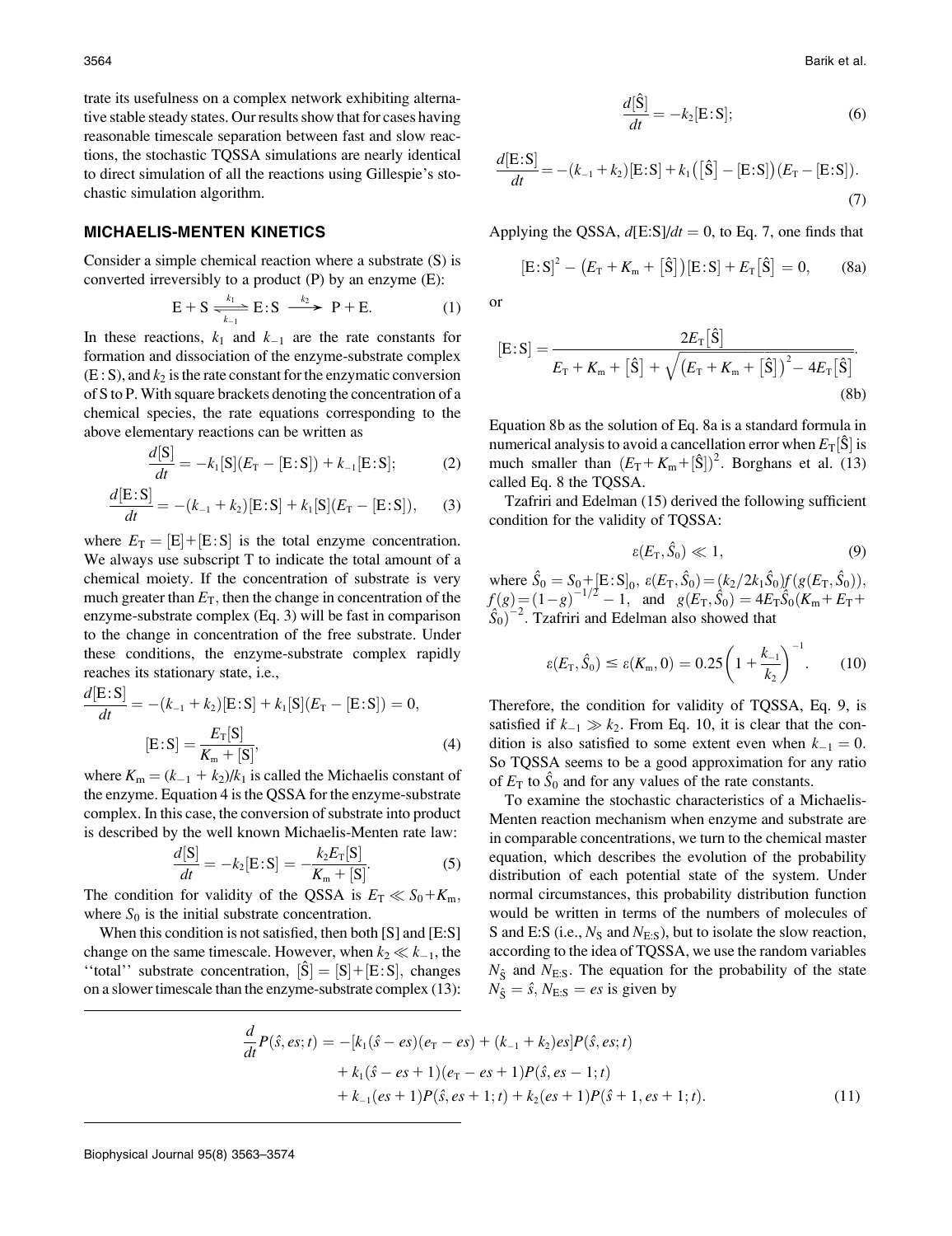trate its usefulness on a complex network exhibiting alternative stable steady states. Our results show that for cases having reasonable timescale separation between fast and slow reactions, the stochastic TQSSA simulations are nearly identical to direct simulation of all the reactions using Gillespie's stochastic simulation algorithm.

## MICHAELIS-MENTEN KINETICS

Consider a simple chemical reaction where a substrate (S) is converted irreversibly to a product (P) by an enzyme (E):

$$\mathrm{E} + \mathrm{S} \underset{k_{-1}}{\overset{k_1}{\rightleftharpoons}} \mathrm{E{:}S} \xrightarrow{k_2} \mathrm{P} + \mathrm{E}. \tag{1}$$

In these reactions, $k_1$ and $k_{-1}$ are the rate constants for formation and dissociation of the enzyme-substrate complex (E : S), and $k_2$ is the rate constant for the enzymatic conversion of S to P. With square brackets denoting the concentration of a chemical species, the rate equations corresponding to the above elementary reactions can be written as

$$\frac{d[\mathrm{S}]}{dt} = -k_1[\mathrm{S}](E_\mathrm{T} - [\mathrm{E{:}S}]) + k_{-1}[\mathrm{E{:}S}]; \tag{2}$$

$$\frac{d[\mathrm{E{:}S}]}{dt} = -(k_{-1} + k_2)[\mathrm{E{:}S}] + k_1[\mathrm{S}](E_\mathrm{T} - [\mathrm{E{:}S}]), \tag{3}$$

where $E_\mathrm{T} = [\mathrm{E}]+[\mathrm{E{:}S}]$ is the total enzyme concentration. We always use subscript T to indicate the total amount of a chemical moiety. If the concentration of substrate is very much greater than $E_\mathrm{T}$, then the change in concentration of the enzyme-substrate complex (Eq. 3) will be fast in comparison to the change in concentration of the free substrate. Under these conditions, the enzyme-substrate complex rapidly reaches its stationary state, i.e.,

$$\frac{d[\mathrm{E{:}S}]}{dt} = -(k_{-1} + k_2)[\mathrm{E{:}S}] + k_1[\mathrm{S}](E_\mathrm{T} - [\mathrm{E{:}S}]) = 0,$$

$$[\mathrm{E{:}S}] = \frac{E_\mathrm{T}[\mathrm{S}]}{K_\mathrm{m} + [\mathrm{S}]}, \tag{4}$$

where $K_\mathrm{m} = (k_{-1} + k_2)/k_1$ is called the Michaelis constant of the enzyme. Equation 4 is the QSSA for the enzyme-substrate complex. In this case, the conversion of substrate into product is described by the well known Michaelis-Menten rate law:

$$\frac{d[\mathrm{S}]}{dt} = -k_2[\mathrm{E{:}S}] = -\frac{k_2 E_\mathrm{T}[\mathrm{S}]}{K_\mathrm{m} + [\mathrm{S}]}. \tag{5}$$

The condition for validity of the QSSA is $E_\mathrm{T} \ll S_0 + K_\mathrm{m}$, where $S_0$ is the initial substrate concentration.

When this condition is not satisfied, then both [S] and [E:S] change on the same timescale. However, when $k_2 \ll k_{-1}$, the "total" substrate concentration, $[\hat{\mathrm{S}}] = [\mathrm{S}]+[\mathrm{E{:}S}]$, changes on a slower timescale than the enzyme-substrate complex (13):

$$\frac{d[\hat{\mathrm{S}}]}{dt} = -k_2[\mathrm{E{:}S}]; \tag{6}$$

$$\frac{d[\mathrm{E{:}S}]}{dt} = -(k_{-1} + k_2)[\mathrm{E{:}S}] + k_1\left([\hat{\mathrm{S}}] - [\mathrm{E{:}S}]\right)(E_\mathrm{T} - [\mathrm{E{:}S}]). \tag{7}$$

Applying the QSSA, $d[\mathrm{E{:}S}]/dt = 0$, to Eq. 7, one finds that

$$[\mathrm{E{:}S}]^2 - \left(E_\mathrm{T} + K_\mathrm{m} + [\hat{\mathrm{S}}]\right)[\mathrm{E{:}S}] + E_\mathrm{T}[\hat{\mathrm{S}}] = 0, \tag{8a}$$

or

$$[\mathrm{E{:}S}] = \frac{2E_\mathrm{T}[\hat{\mathrm{S}}]}{E_\mathrm{T} + K_\mathrm{m} + [\hat{\mathrm{S}}] + \sqrt{\left(E_\mathrm{T} + K_\mathrm{m} + [\hat{\mathrm{S}}]\right)^2 - 4E_\mathrm{T}[\hat{\mathrm{S}}]}}. \tag{8b}$$

Equation 8b as the solution of Eq. 8a is a standard formula in numerical analysis to avoid a cancellation error when $E_\mathrm{T}[\hat{\mathrm{S}}]$ is much smaller than $(E_\mathrm{T} + K_\mathrm{m} + [\hat{\mathrm{S}}])^2$. Borghans et al. (13) called Eq. 8 the TQSSA.

Tzafriri and Edelman (15) derived the following sufficient condition for the validity of TQSSA:

$$\varepsilon(E_\mathrm{T}, \hat{S}_0) \ll 1, \tag{9}$$

where $\hat{S}_0 = S_0 + [\mathrm{E{:}S}]_0$, $\varepsilon(E_\mathrm{T}, \hat{S}_0) = (k_2/2k_1\hat{S}_0)f(g(E_\mathrm{T}, \hat{S}_0))$, $f(g) = (1-g)^{-1/2} - 1$, and $g(E_\mathrm{T}, \hat{S}_0) = 4E_\mathrm{T}\hat{S}_0(K_\mathrm{m} + E_\mathrm{T} + \hat{S}_0)^{-2}$. Tzafriri and Edelman also showed that

$$\varepsilon(E_\mathrm{T}, \hat{S}_0) \leq \varepsilon(K_\mathrm{m}, 0) = 0.25\left(1 + \frac{k_{-1}}{k_2}\right)^{-1}. \tag{10}$$

Therefore, the condition for validity of TQSSA, Eq. 9, is satisfied if $k_{-1} \gg k_2$. From Eq. 10, it is clear that the condition is also satisfied to some extent even when $k_{-1} = 0$. So TQSSA seems to be a good approximation for any ratio of $E_\mathrm{T}$ to $\hat{S}_0$ and for any values of the rate constants.

To examine the stochastic characteristics of a Michaelis-Menten reaction mechanism when enzyme and substrate are in comparable concentrations, we turn to the chemical master equation, which describes the evolution of the probability distribution of each potential state of the system. Under normal circumstances, this probability distribution function would be written in terms of the numbers of molecules of S and E:S (i.e., $N_\mathrm{S}$ and $N_\mathrm{E:S}$), but to isolate the slow reaction, according to the idea of TQSSA, we use the random variables $N_{\hat{\mathrm{S}}}$ and $N_\mathrm{E:S}$. The equation for the probability of the state $N_{\hat{\mathrm{S}}} = \hat{s}$, $N_\mathrm{E:S} = es$ is given by

$$\begin{aligned}\frac{d}{dt}P(\hat{s}, es; t) = &-[k_1(\hat{s} - es)(e_\mathrm{T} - es) + (k_{-1} + k_2)es]P(\hat{s}, es; t) \\ &+ k_1(\hat{s} - es + 1)(e_\mathrm{T} - es + 1)P(\hat{s}, es - 1; t) \\ &+ k_{-1}(es + 1)P(\hat{s}, es + 1; t) + k_2(es + 1)P(\hat{s} + 1, es + 1; t).\end{aligned} \tag{11}$$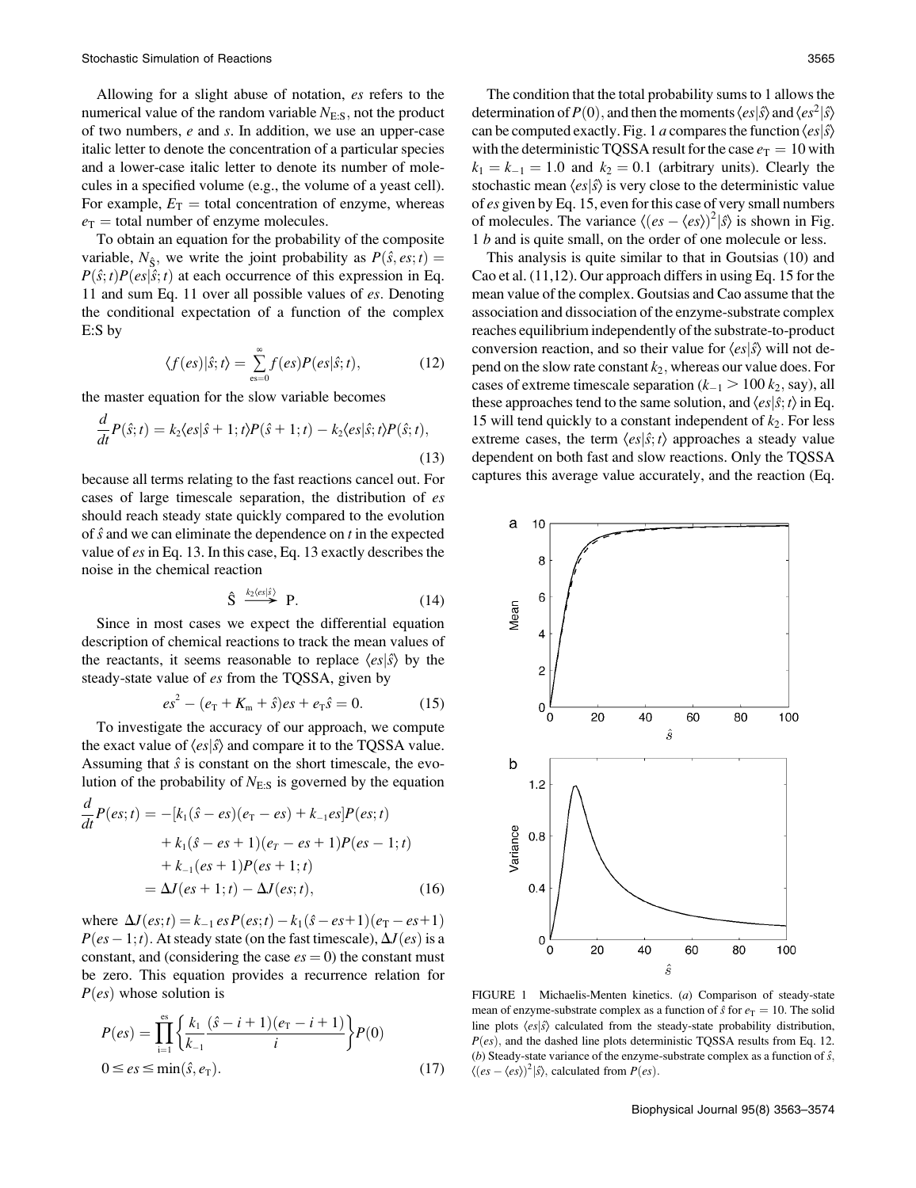Allowing for a slight abuse of notation, $es$ refers to the numerical value of the random variable $N_{E:S}$, not the product of two numbers, $e$ and $s$. In addition, we use an upper-case italic letter to denote the concentration of a particular species and a lower-case italic letter to denote its number of molecules in a specified volume (e.g., the volume of a yeast cell). For example, $E_T$ = total concentration of enzyme, whereas $e_T$ = total number of enzyme molecules.

To obtain an equation for the probability of the composite variable, $N_{\hat{S}}$, we write the joint probability as $P(\hat{s}, es; t) = P(\hat{s}; t)P(es|\hat{s}; t)$ at each occurrence of this expression in Eq. 11 and sum Eq. 11 over all possible values of $es$. Denoting the conditional expectation of a function of the complex E:S by

$$\langle f(es)|\hat{s}; t\rangle = \sum_{es=0}^{\infty} f(es)P(es|\hat{s}; t), \tag{12}$$

the master equation for the slow variable becomes

$$\frac{d}{dt}P(\hat{s}; t) = k_2\langle es|\hat{s}+1; t\rangle P(\hat{s}+1; t) - k_2\langle es|\hat{s}; t\rangle P(\hat{s}; t), \tag{13}$$

because all terms relating to the fast reactions cancel out. For cases of large timescale separation, the distribution of $es$ should reach steady state quickly compared to the evolution of $\hat{s}$ and we can eliminate the dependence on $t$ in the expected value of $es$ in Eq. 13. In this case, Eq. 13 exactly describes the noise in the chemical reaction

$$\hat{S} \xrightarrow{k_2\langle es|\hat{s}\rangle} P. \tag{14}$$

Since in most cases we expect the differential equation description of chemical reactions to track the mean values of the reactants, it seems reasonable to replace $\langle es|\hat{s}\rangle$ by the steady-state value of $es$ from the TQSSA, given by

$$es^2 - (e_T + K_m + \hat{s})es + e_T\hat{s} = 0. \tag{15}$$

To investigate the accuracy of our approach, we compute the exact value of $\langle es|\hat{s}\rangle$ and compare it to the TQSSA value. Assuming that $\hat{s}$ is constant on the short timescale, the evolution of the probability of $N_{E:S}$ is governed by the equation

$$\begin{aligned}\frac{d}{dt}P(es; t) &= -[k_1(\hat{s}-es)(e_T-es) + k_{-1}es]P(es; t) \\ &\quad + k_1(\hat{s}-es+1)(e_T-es+1)P(es-1; t) \\ &\quad + k_{-1}(es+1)P(es+1; t) \\ &= \Delta J(es+1; t) - \Delta J(es; t),\end{aligned} \tag{16}$$

where $\Delta J(es; t) = k_{-1}\,es\,P(es; t) - k_1(\hat{s}-es+1)(e_T-es+1)P(es-1; t)$. At steady state (on the fast timescale), $\Delta J(es)$ is a constant, and (considering the case $es = 0$) the constant must be zero. This equation provides a recurrence relation for $P(es)$ whose solution is

$$P(es) = \prod_{i=1}^{es}\left\{\frac{k_1}{k_{-1}}\frac{(\hat{s}-i+1)(e_T-i+1)}{i}\right\}P(0)$$
$$0 \le es \le \min(\hat{s}, e_T). \tag{17}$$

The condition that the total probability sums to 1 allows the determination of $P(0)$, and then the moments $\langle es|\hat{s}\rangle$ and $\langle es^2|\hat{s}\rangle$ can be computed exactly. Fig. 1 *a* compares the function $\langle es|\hat{s}\rangle$ with the deterministic TQSSA result for the case $e_T = 10$ with $k_1 = k_{-1} = 1.0$ and $k_2 = 0.1$ (arbitrary units). Clearly the stochastic mean $\langle es|\hat{s}\rangle$ is very close to the deterministic value of $es$ given by Eq. 15, even for this case of very small numbers of molecules. The variance $\langle (es - \langle es\rangle)^2|\hat{s}\rangle$ is shown in Fig. 1 *b* and is quite small, on the order of one molecule or less.

This analysis is quite similar to that in Goutsias (10) and Cao et al. (11,12). Our approach differs in using Eq. 15 for the mean value of the complex. Goutsias and Cao assume that the association and dissociation of the enzyme-substrate complex reaches equilibrium independently of the substrate-to-product conversion reaction, and so their value for $\langle es|\hat{s}\rangle$ will not depend on the slow rate constant $k_2$, whereas our value does. For cases of extreme timescale separation ($k_{-1} > 100\,k_2$, say), all these approaches tend to the same solution, and $\langle es|\hat{s}; t\rangle$ in Eq. 15 will tend quickly to a constant independent of $k_2$. For less extreme cases, the term $\langle es|\hat{s}; t\rangle$ approaches a steady value dependent on both fast and slow reactions. Only the TQSSA captures this average value accurately, and the reaction (Eq.

FIGURE 1 Michaelis-Menten kinetics. (*a*) Comparison of steady-state mean of enzyme-substrate complex as a function of $\hat{s}$ for $e_T = 10$. The solid line plots $\langle es|\hat{s}\rangle$ calculated from the steady-state probability distribution, $P(es)$, and the dashed line plots deterministic TQSSA results from Eq. 12. (*b*) Steady-state variance of the enzyme-substrate complex as a function of $\hat{s}$, $\langle (es - \langle es\rangle)^2|\hat{s}\rangle$, calculated from $P(es)$.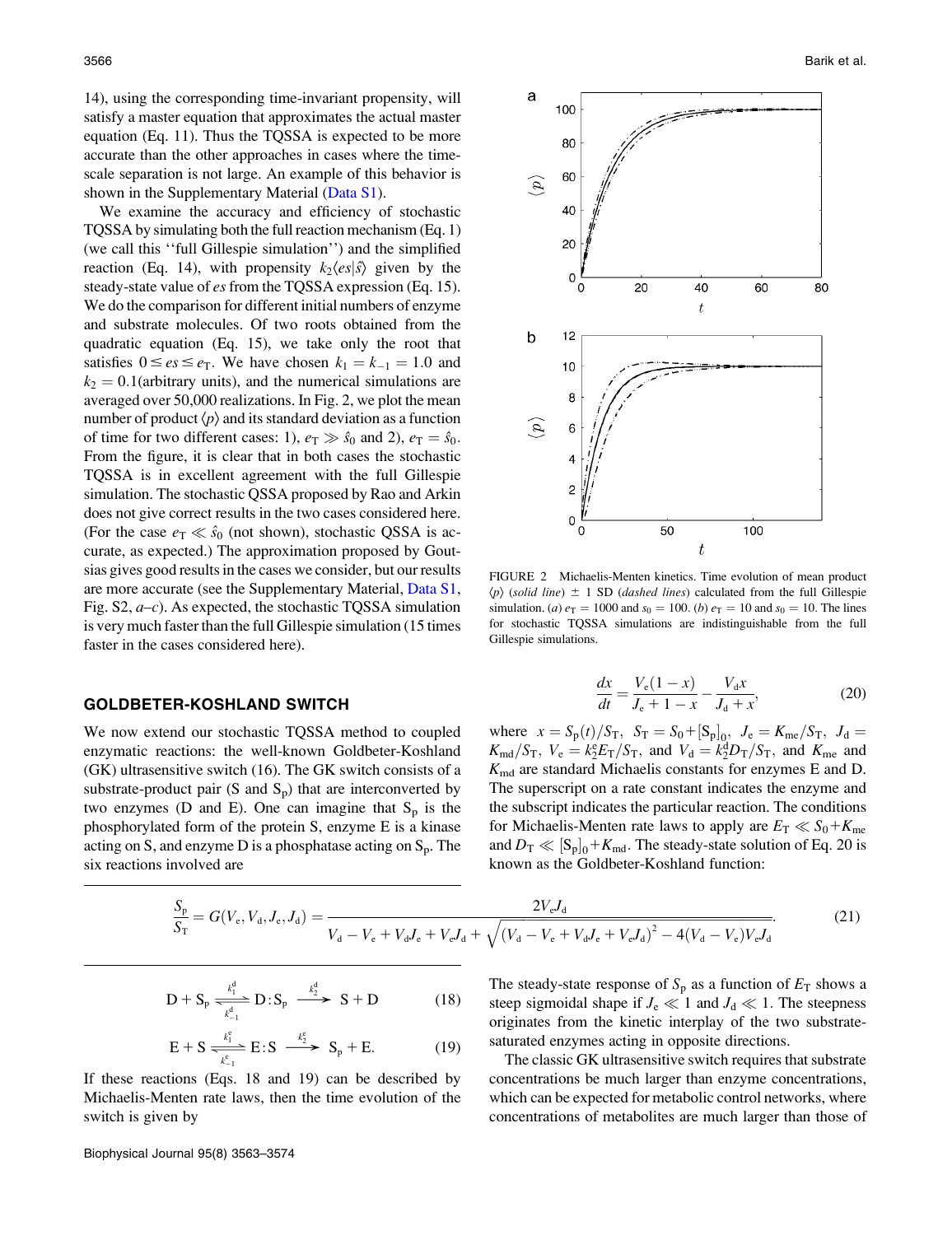14), using the corresponding time-invariant propensity, will satisfy a master equation that approximates the actual master equation (Eq. 11). Thus the TQSSA is expected to be more accurate than the other approaches in cases where the timescale separation is not large. An example of this behavior is shown in the Supplementary Material (Data S1).

We examine the accuracy and efficiency of stochastic TQSSA by simulating both the full reaction mechanism (Eq. 1) (we call this ''full Gillespie simulation'') and the simplified reaction (Eq. 14), with propensity $k_2\langle es|\hat{s}\rangle$ given by the steady-state value of $es$ from the TQSSA expression (Eq. 15). We do the comparison for different initial numbers of enzyme and substrate molecules. Of two roots obtained from the quadratic equation (Eq. 15), we take only the root that satisfies $0 \leq es \leq e_T$. We have chosen $k_1 = k_{-1} = 1.0$ and $k_2 = 0.1$(arbitrary units), and the numerical simulations are averaged over 50,000 realizations. In Fig. 2, we plot the mean number of product $\langle p\rangle$ and its standard deviation as a function of time for two different cases: 1), $e_T \gg \hat{s}_0$ and 2), $e_T = \hat{s}_0$. From the figure, it is clear that in both cases the stochastic TQSSA is in excellent agreement with the full Gillespie simulation. The stochastic QSSA proposed by Rao and Arkin does not give correct results in the two cases considered here. (For the case $e_T \ll \hat{s}_0$ (not shown), stochastic QSSA is accurate, as expected.) The approximation proposed by Goutsias gives good results in the cases we consider, but our results are more accurate (see the Supplementary Material, Data S1, Fig. S2, *a–c*). As expected, the stochastic TQSSA simulation is very much faster than the full Gillespie simulation (15 times faster in the cases considered here).

FIGURE 2 Michaelis-Menten kinetics. Time evolution of mean product $\langle p\rangle$ (*solid line*) $\pm$ 1 SD (*dashed lines*) calculated from the full Gillespie simulation. (*a*) $e_T = 1000$ and $s_0 = 100$. (*b*) $e_T = 10$ and $s_0 = 10$. The lines for stochastic TQSSA simulations are indistinguishable from the full Gillespie simulations.

## GOLDBETER-KOSHLAND SWITCH

We now extend our stochastic TQSSA method to coupled enzymatic reactions: the well-known Goldbeter-Koshland (GK) ultrasensitive switch (16). The GK switch consists of a substrate-product pair (S and $S_p$) that are interconverted by two enzymes (D and E). One can imagine that $S_p$ is the phosphorylated form of the protein S, enzyme E is a kinase acting on S, and enzyme D is a phosphatase acting on $S_p$. The six reactions involved are

$$D + S_p \underset{k_{-1}^{d}}{\overset{k_1^{d}}{\rightleftharpoons}} D{:}S_p \xrightarrow{k_2^{d}} S + D \tag{18}$$

$$E + S \underset{k_{-1}^{e}}{\overset{k_1^{e}}{\rightleftharpoons}} E{:}S \xrightarrow{k_2^{e}} S_p + E. \tag{19}$$

If these reactions (Eqs. 18 and 19) can be described by Michaelis-Menten rate laws, then the time evolution of the switch is given by

$$\frac{dx}{dt} = \frac{V_e(1-x)}{J_e + 1 - x} - \frac{V_d x}{J_d + x}, \tag{20}$$

where $x = S_p(t)/S_T$, $S_T = S_0 + [S_p]_0$, $J_e = K_{me}/S_T$, $J_d = K_{md}/S_T$, $V_e = k_2^{e}E_T/S_T$, and $V_d = k_2^{d}D_T/S_T$, and $K_{me}$ and $K_{md}$ are standard Michaelis constants for enzymes E and D. The superscript on a rate constant indicates the enzyme and the subscript indicates the particular reaction. The conditions for Michaelis-Menten rate laws to apply are $E_T \ll S_0 + K_{me}$ and $D_T \ll [S_p]_0 + K_{md}$. The steady-state solution of Eq. 20 is known as the Goldbeter-Koshland function:

$$\frac{S_p}{S_T} = G(V_e, V_d, J_e, J_d) = \frac{2V_eJ_d}{V_d - V_e + V_dJ_e + V_eJ_d + \sqrt{(V_d - V_e + V_dJ_e + V_eJ_d)^2 - 4(V_d - V_e)V_eJ_d}}. \tag{21}$$

The steady-state response of $S_p$ as a function of $E_T$ shows a steep sigmoidal shape if $J_e \ll 1$ and $J_d \ll 1$. The steepness originates from the kinetic interplay of the two substrate-saturated enzymes acting in opposite directions.

The classic GK ultrasensitive switch requires that substrate concentrations be much larger than enzyme concentrations, which can be expected for metabolic control networks, where concentrations of metabolites are much larger than those of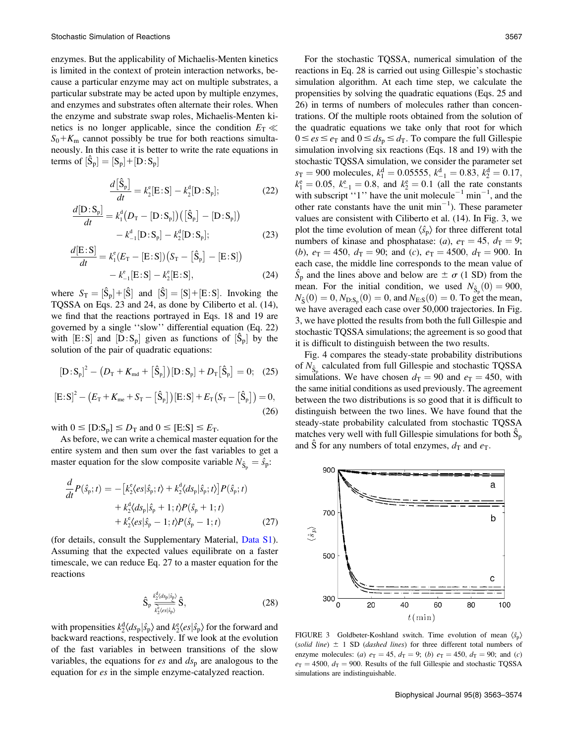enzymes. But the applicability of Michaelis-Menten kinetics is limited in the context of protein interaction networks, because a particular enzyme may act on multiple substrates, a particular substrate may be acted upon by multiple enzymes, and enzymes and substrates often alternate their roles. When the enzyme and substrate swap roles, Michaelis-Menten kinetics is no longer applicable, since the condition $E_T \ll S_0 + K_m$ cannot possibly be true for both reactions simultaneously. In this case it is better to write the rate equations in terms of $[\hat{S}_p] = [S_p] + [D:S_p]$

$$\frac{d[\hat{S}_p]}{dt} = k_2^e[E:S] - k_2^d[D:S_p]; \tag{22}$$

$$\frac{d[D:S_p]}{dt} = k_1^d(D_T - [D:S_p])([\hat{S}_p] - [D:S_p]) - k_{-1}^d[D:S_p] - k_2^d[D:S_p]; \tag{23}$$

$$\frac{d[E:S]}{dt} = k_1^e(E_T - [E:S])(S_T - [\hat{S}_p] - [E:S]) - k_{-1}^e[E:S] - k_2^e[E:S], \tag{24}$$

where $S_T = [\hat{S}_p] + [\hat{S}]$ and $[\hat{S}] = [S] + [E:S]$. Invoking the TQSSA on Eqs. 23 and 24, as done by Ciliberto et al. (14), we find that the reactions portrayed in Eqs. 18 and 19 are governed by a single "slow" differential equation (Eq. 22) with $[E:S]$ and $[D:S_p]$ given as functions of $[\hat{S}_p]$ by the solution of the pair of quadratic equations:

$$[D:S_p]^2 - (D_T + K_{md} + [\hat{S}_p])[D:S_p] + D_T[\hat{S}_p] = 0; \tag{25}$$

$$[E:S]^2 - (E_T + K_{me} + S_T - [\hat{S}_p])[E:S] + E_T(S_T - [\hat{S}_p]) = 0, \tag{26}$$

with $0 \le [D:S_p] \le D_T$ and $0 \le [E:S] \le E_T$.

As before, we can write a chemical master equation for the entire system and then sum over the fast variables to get a master equation for the slow composite variable $N_{\hat{S}_p} = \hat{s}_p$:

$$\frac{d}{dt}P(\hat{s}_p;t) = -\left[k_2^e\langle es|\hat{s}_p;t\rangle + k_2^d\langle ds_p|\hat{s}_p;t\rangle\right]P(\hat{s}_p;t) + k_2^d\langle ds_p|\hat{s}_p+1;t\rangle P(\hat{s}_p+1;t) + k_2^e\langle es|\hat{s}_p-1;t\rangle P(\hat{s}_p-1;t) \tag{27}$$

(for details, consult the Supplementary Material, Data S1). Assuming that the expected values equilibrate on a faster timescale, we can reduce Eq. 27 to a master equation for the reactions

$$\hat{S}_p \underset{k_2^e\langle es|\hat{s}_p\rangle}{\overset{k_2^d\langle ds_p|\hat{s}_p\rangle}{\rightleftharpoons}} \hat{S}, \tag{28}$$

with propensities $k_2^d\langle ds_p|\hat{s}_p\rangle$ and $k_2^e\langle es|\hat{s}_p\rangle$ for the forward and backward reactions, respectively. If we look at the evolution of the fast variables in between transitions of the slow variables, the equations for $es$ and $ds_p$ are analogous to the equation for $es$ in the simple enzyme-catalyzed reaction.

For the stochastic TQSSA, numerical simulation of the reactions in Eq. 28 is carried out using Gillespie's stochastic simulation algorithm. At each time step, we calculate the propensities by solving the quadratic equations (Eqs. 25 and 26) in terms of numbers of molecules rather than concentrations. Of the multiple roots obtained from the solution of the quadratic equations we take only that root for which $0 \le es \le e_T$ and $0 \le ds_p \le d_T$. To compare the full Gillespie simulation involving six reactions (Eqs. 18 and 19) with the stochastic TQSSA simulation, we consider the parameter set $s_T = 900$ molecules, $k_1^d = 0.05555$, $k_{-1}^d = 0.83$, $k_2^d = 0.17$, $k_1^e = 0.05$, $k_{-1}^e = 0.8$, and $k_2^e = 0.1$ (all the rate constants with subscript "1" have the unit molecule$^{-1}$ min$^{-1}$, and the other rate constants have the unit min$^{-1}$). These parameter values are consistent with Ciliberto et al. (14). In Fig. 3, we plot the time evolution of mean $\langle \hat{s}_p \rangle$ for three different total numbers of kinase and phosphatase: (*a*), $e_T = 45$, $d_T = 9$; (*b*), $e_T = 450$, $d_T = 90$; and (*c*), $e_T = 4500$, $d_T = 900$. In each case, the middle line corresponds to the mean value of $\hat{S}_p$ and the lines above and below are $\pm\,\sigma$ (1 SD) from the mean. For the initial condition, we used $N_{\hat{S}_p}(0) = 900$, $N_{\hat{S}}(0) = 0$, $N_{D:S_p}(0) = 0$, and $N_{E:S}(0) = 0$. To get the mean, we have averaged each case over 50,000 trajectories. In Fig. 3, we have plotted the results from both the full Gillespie and stochastic TQSSA simulations; the agreement is so good that it is difficult to distinguish between the two results.

Fig. 4 compares the steady-state probability distributions of $N_{\hat{S}_p}$ calculated from full Gillespie and stochastic TQSSA simulations. We have chosen $d_T = 90$ and $e_T = 450$, with the same initial conditions as used previously. The agreement between the two distributions is so good that it is difficult to distinguish between the two lines. We have found that the steady-state probability calculated from stochastic TQSSA matches very well with full Gillespie simulations for both $\hat{S}_p$ and $\hat{S}$ for any numbers of total enzymes, $d_T$ and $e_T$.

FIGURE 3 Goldbeter-Koshland switch. Time evolution of mean $\langle \hat{s}_p \rangle$ (*solid line*) $\pm$ 1 SD (*dashed lines*) for three different total numbers of enzyme molecules: (*a*) $e_T = 45$, $d_T = 9$; (*b*) $e_T = 450$, $d_T = 90$; and (*c*) $e_T = 4500$, $d_T = 900$. Results of the full Gillespie and stochastic TQSSA simulations are indistinguishable.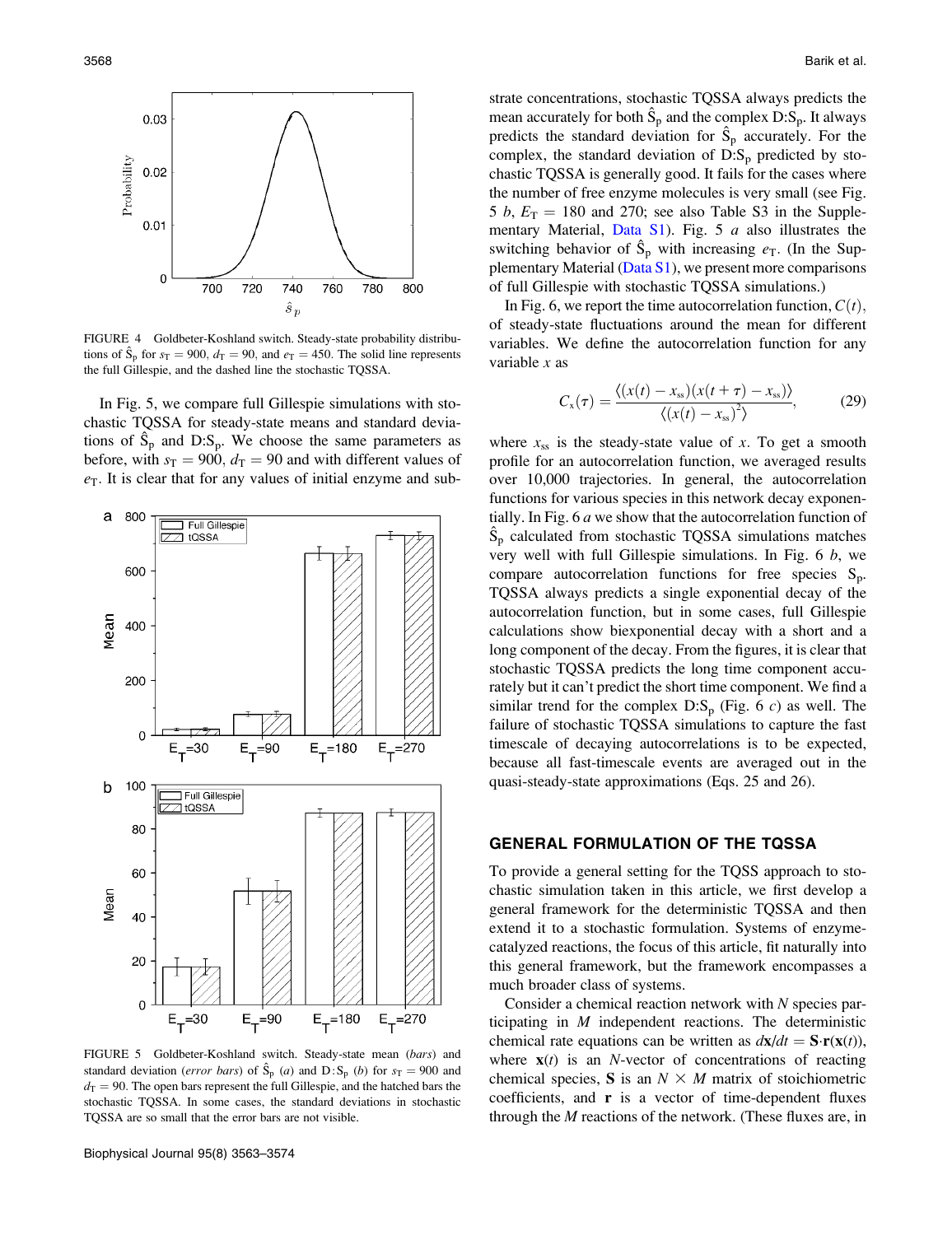FIGURE 4 Goldbeter-Koshland switch. Steady-state probability distributions of $\hat{S}_p$ for $s_T = 900$, $d_T = 90$, and $e_T = 450$. The solid line represents the full Gillespie, and the dashed line the stochastic TQSSA.

In Fig. 5, we compare full Gillespie simulations with stochastic TQSSA for steady-state means and standard deviations of $\hat{S}_p$ and D:$S_p$. We choose the same parameters as before, with $s_T = 900$, $d_T = 90$ and with different values of $e_T$. It is clear that for any values of initial enzyme and substrate concentrations, stochastic TQSSA always predicts the mean accurately for both $\hat{S}_p$ and the complex D:$S_p$. It always predicts the standard deviation for $\hat{S}_p$ accurately. For the complex, the standard deviation of D:$S_p$ predicted by stochastic TQSSA is generally good. It fails for the cases where the number of free enzyme molecules is very small (see Fig. 5 *b*, $E_T = 180$ and 270; see also Table S3 in the Supplementary Material, Data S1). Fig. 5 *a* also illustrates the switching behavior of $\hat{S}_p$ with increasing $e_T$. (In the Supplementary Material (Data S1), we present more comparisons of full Gillespie with stochastic TQSSA simulations.)

FIGURE 5 Goldbeter-Koshland switch. Steady-state mean (*bars*) and standard deviation (*error bars*) of $\hat{S}_p$ (*a*) and D:$S_p$ (*b*) for $s_T = 900$ and $d_T = 90$. The open bars represent the full Gillespie, and the hatched bars the stochastic TQSSA. In some cases, the standard deviations in stochastic TQSSA are so small that the error bars are not visible.

In Fig. 6, we report the time autocorrelation function, $C(t)$, of steady-state fluctuations around the mean for different variables. We define the autocorrelation function for any variable $x$ as

$$C_x(\tau) = \frac{\langle (x(t) - x_{ss})(x(t+\tau) - x_{ss}) \rangle}{\langle (x(t) - x_{ss})^2 \rangle}, \tag{29}$$

where $x_{ss}$ is the steady-state value of $x$. To get a smooth profile for an autocorrelation function, we averaged results over 10,000 trajectories. In general, the autocorrelation functions for various species in this network decay exponentially. In Fig. 6 *a* we show that the autocorrelation function of $\hat{S}_p$ calculated from stochastic TQSSA simulations matches very well with full Gillespie simulations. In Fig. 6 *b*, we compare autocorrelation functions for free species $S_p$. TQSSA always predicts a single exponential decay of the autocorrelation function, but in some cases, full Gillespie calculations show biexponential decay with a short and a long component of the decay. From the figures, it is clear that stochastic TQSSA predicts the long time component accurately but it can't predict the short time component. We find a similar trend for the complex D:$S_p$ (Fig. 6 *c*) as well. The failure of stochastic TQSSA simulations to capture the fast timescale of decaying autocorrelations is to be expected, because all fast-timescale events are averaged out in the quasi-steady-state approximations (Eqs. 25 and 26).

## GENERAL FORMULATION OF THE TQSSA

To provide a general setting for the TQSS approach to stochastic simulation taken in this article, we first develop a general framework for the deterministic TQSSA and then extend it to a stochastic formulation. Systems of enzyme-catalyzed reactions, the focus of this article, fit naturally into this general framework, but the framework encompasses a much broader class of systems.

Consider a chemical reaction network with $N$ species participating in $M$ independent reactions. The deterministic chemical rate equations can be written as $d\mathbf{x}/dt = \mathbf{S}\cdot\mathbf{r}(\mathbf{x}(t))$, where $\mathbf{x}(t)$ is an $N$-vector of concentrations of reacting chemical species, $\mathbf{S}$ is an $N \times M$ matrix of stoichiometric coefficients, and $\mathbf{r}$ is a vector of time-dependent fluxes through the $M$ reactions of the network. (These fluxes are, in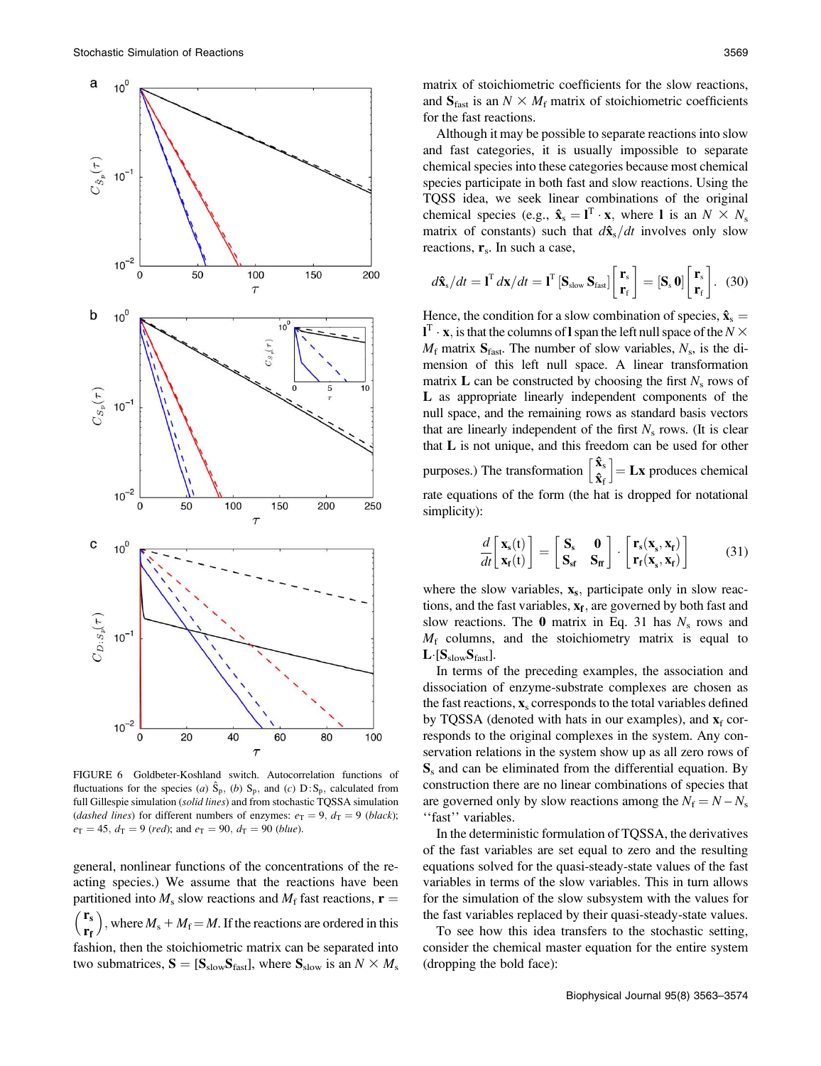FIGURE 6 Goldbeter-Koshland switch. Autocorrelation functions of fluctuations for the species (*a*) $\hat{S}_p$, (*b*) $S_p$, and (*c*) $D{:}S_p$, calculated from full Gillespie simulation (*solid lines*) and from stochastic TQSSA simulation (*dashed lines*) for different numbers of enzymes: $e_T = 9$, $d_T = 9$ (*black*); $e_T = 45$, $d_T = 9$ (*red*); and $e_T = 90$, $d_T = 90$ (*blue*).

general, nonlinear functions of the concentrations of the reacting species.) We assume that the reactions have been partitioned into $M_s$ slow reactions and $M_f$ fast reactions, $\mathbf{r} = \begin{pmatrix} \mathbf{r_s} \\ \mathbf{r_f} \end{pmatrix}$, where $M_s + M_f = M$. If the reactions are ordered in this fashion, then the stoichiometric matrix can be separated into two submatrices, $\mathbf{S} = [\mathbf{S}_{\text{slow}} \mathbf{S}_{\text{fast}}]$, where $\mathbf{S}_{\text{slow}}$ is an $N \times M_s$ matrix of stoichiometric coefficients for the slow reactions, and $\mathbf{S}_{\text{fast}}$ is an $N \times M_f$ matrix of stoichiometric coefficients for the fast reactions.

Although it may be possible to separate reactions into slow and fast categories, it is usually impossible to separate chemical species into these categories because most chemical species participate in both fast and slow reactions. Using the TQSS idea, we seek linear combinations of the original chemical species (e.g., $\hat{\mathbf{x}}_s = \mathbf{l}^T \cdot \mathbf{x}$, where $\mathbf{l}$ is an $N \times N_s$ matrix of constants) such that $d\hat{\mathbf{x}}_s/dt$ involves only slow reactions, $\mathbf{r}_s$. In such a case,

$$d\hat{\mathbf{x}}_s/dt = \mathbf{l}^T\, d\mathbf{x}/dt = \mathbf{l}^T\,[\mathbf{S}_{\text{slow}}\,\mathbf{S}_{\text{fast}}]\begin{bmatrix} \mathbf{r}_s \\ \mathbf{r}_f \end{bmatrix} = [\mathbf{S}_s\,\mathbf{0}]\begin{bmatrix} \mathbf{r}_s \\ \mathbf{r}_f \end{bmatrix}. \quad (30)$$

Hence, the condition for a slow combination of species, $\hat{\mathbf{x}}_s = \mathbf{l}^T \cdot \mathbf{x}$, is that the columns of $\mathbf{l}$ span the left null space of the $N \times M_f$ matrix $\mathbf{S}_{\text{fast}}$. The number of slow variables, $N_s$, is the dimension of this left null space. A linear transformation matrix $\mathbf{L}$ can be constructed by choosing the first $N_s$ rows of $\mathbf{L}$ as appropriate linearly independent components of the null space, and the remaining rows as standard basis vectors that are linearly independent of the first $N_s$ rows. (It is clear that $\mathbf{L}$ is not unique, and this freedom can be used for other purposes.) The transformation $\begin{bmatrix} \hat{\mathbf{x}}_s \\ \hat{\mathbf{x}}_f \end{bmatrix} = \mathbf{L}\mathbf{x}$ produces chemical rate equations of the form (the hat is dropped for notational simplicity):

$$\frac{d}{dt}\begin{bmatrix} \mathbf{x}_s(t) \\ \mathbf{x}_f(t) \end{bmatrix} = \begin{bmatrix} \mathbf{S}_s & \mathbf{0} \\ \mathbf{S}_{sf} & \mathbf{S}_{ff} \end{bmatrix} \cdot \begin{bmatrix} \mathbf{r}_s(\mathbf{x}_s, \mathbf{x}_f) \\ \mathbf{r}_f(\mathbf{x}_s, \mathbf{x}_f) \end{bmatrix} \quad (31)$$

where the slow variables, $\mathbf{x_s}$, participate only in slow reactions, and the fast variables, $\mathbf{x_f}$, are governed by both fast and slow reactions. The $\mathbf{0}$ matrix in Eq. 31 has $N_s$ rows and $M_f$ columns, and the stoichiometry matrix is equal to $\mathbf{L}\cdot[\mathbf{S}_{\text{slow}}\mathbf{S}_{\text{fast}}]$.

In terms of the preceding examples, the association and dissociation of enzyme-substrate complexes are chosen as the fast reactions, $\mathbf{x}_s$ corresponds to the total variables defined by TQSSA (denoted with hats in our examples), and $\mathbf{x}_f$ corresponds to the original complexes in the system. Any conservation relations in the system show up as all zero rows of $\mathbf{S}_s$ and can be eliminated from the differential equation. By construction there are no linear combinations of species that are governed only by slow reactions among the $N_f = N - N_s$ "fast" variables.

In the deterministic formulation of TQSSA, the derivatives of the fast variables are set equal to zero and the resulting equations solved for the quasi-steady-state values of the fast variables in terms of the slow variables. This in turn allows for the simulation of the slow subsystem with the values for the fast variables replaced by their quasi-steady-state values.

To see how this idea transfers to the stochastic setting, consider the chemical master equation for the entire system (dropping the bold face):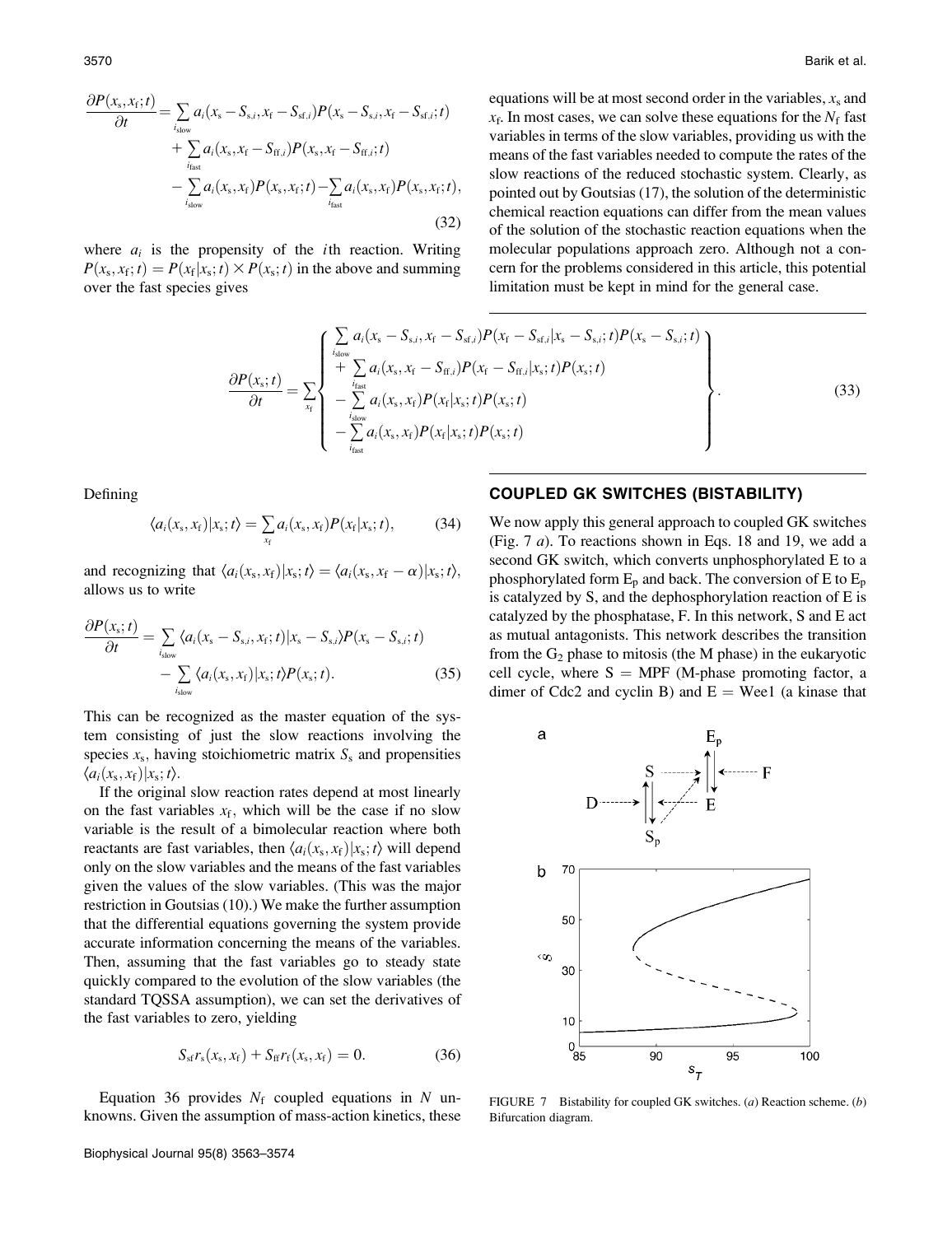$$\frac{\partial P(x_s, x_f; t)}{\partial t} = \sum_{i_{slow}} a_i(x_s - S_{s,i}, x_f - S_{sf,i}) P(x_s - S_{s,i}, x_f - S_{sf,i}; t) + \sum_{i_{fast}} a_i(x_s, x_f - S_{ff,i}) P(x_s, x_f - S_{ff,i}; t) - \sum_{i_{slow}} a_i(x_s, x_f) P(x_s, x_f; t) - \sum_{i_{fast}} a_i(x_s, x_f) P(x_s, x_f; t), \tag{32}$$

where $a_i$ is the propensity of the $i$th reaction. Writing $P(x_s, x_f; t) = P(x_f | x_s; t) \times P(x_s; t)$ in the above and summing over the fast species gives

$$\frac{\partial P(x_s; t)}{\partial t} = \sum_{x_f} \left\{ \begin{array}{l} \sum_{i_{slow}} a_i(x_s - S_{s,i}, x_f - S_{sf,i}) P(x_f - S_{sf,i} | x_s - S_{s,i}; t) P(x_s - S_{s,i}; t) \\ + \sum_{i_{fast}} a_i(x_s, x_f - S_{ff,i}) P(x_f - S_{ff,i} | x_s; t) P(x_s; t) \\ - \sum_{i_{slow}} a_i(x_s, x_f) P(x_f | x_s; t) P(x_s; t) \\ - \sum_{i_{fast}} a_i(x_s, x_f) P(x_f | x_s; t) P(x_s; t) \end{array} \right\}. \tag{33}$$

Defining

$$\langle a_i(x_s, x_f) | x_s; t \rangle = \sum_{x_f} a_i(x_s, x_f) P(x_f | x_s; t), \tag{34}$$

and recognizing that $\langle a_i(x_s, x_f) | x_s; t \rangle = \langle a_i(x_s, x_f - \alpha) | x_s; t \rangle$, allows us to write

$$\frac{\partial P(x_s; t)}{\partial t} = \sum_{i_{slow}} \langle a_i(x_s - S_{s,i}, x_f; t) | x_s - S_{s,i} \rangle P(x_s - S_{s,i}; t) - \sum_{i_{slow}} \langle a_i(x_s, x_f) | x_s; t \rangle P(x_s; t). \tag{35}$$

This can be recognized as the master equation of the system consisting of just the slow reactions involving the species $x_s$, having stoichiometric matrix $S_s$ and propensities $\langle a_i(x_s, x_f) | x_s; t \rangle$.

If the original slow reaction rates depend at most linearly on the fast variables $x_f$, which will be the case if no slow variable is the result of a bimolecular reaction where both reactants are fast variables, then $\langle a_i(x_s, x_f) | x_s; t \rangle$ will depend only on the slow variables and the means of the fast variables given the values of the slow variables. (This was the major restriction in Goutsias (10).) We make the further assumption that the differential equations governing the system provide accurate information concerning the means of the variables. Then, assuming that the fast variables go to steady state quickly compared to the evolution of the slow variables (the standard TQSSA assumption), we can set the derivatives of the fast variables to zero, yielding

$$S_{sf} r_s(x_s, x_f) + S_{ff} r_f(x_s, x_f) = 0. \tag{36}$$

Equation 36 provides $N_f$ coupled equations in $N$ unknowns. Given the assumption of mass-action kinetics, these equations will be at most second order in the variables, $x_s$ and $x_f$. In most cases, we can solve these equations for the $N_f$ fast variables in terms of the slow variables, providing us with the means of the fast variables needed to compute the rates of the slow reactions of the reduced stochastic system. Clearly, as pointed out by Goutsias (17), the solution of the deterministic chemical reaction equations can differ from the mean values of the solution of the stochastic reaction equations when the molecular populations approach zero. Although not a concern for the problems considered in this article, this potential limitation must be kept in mind for the general case.

## COUPLED GK SWITCHES (BISTABILITY)

We now apply this general approach to coupled GK switches (Fig. 7 *a*). To reactions shown in Eqs. 18 and 19, we add a second GK switch, which converts unphosphorylated E to a phosphorylated form $E_p$ and back. The conversion of E to $E_p$ is catalyzed by S, and the dephosphorylation reaction of E is catalyzed by the phosphatase, F. In this network, S and E act as mutual antagonists. This network describes the transition from the $G_2$ phase to mitosis (the M phase) in the eukaryotic cell cycle, where S = MPF (M-phase promoting factor, a dimer of Cdc2 and cyclin B) and E = Wee1 (a kinase that

FIGURE 7 Bistability for coupled GK switches. (*a*) Reaction scheme. (*b*) Bifurcation diagram.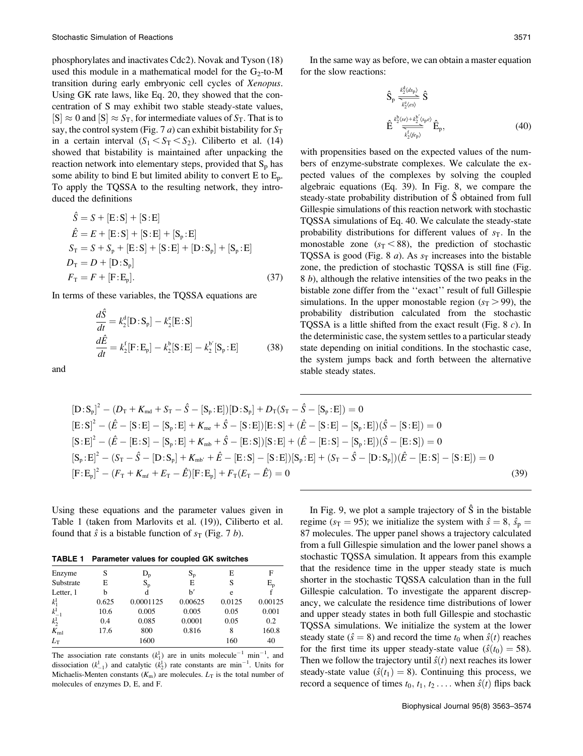phosphorylates and inactivates Cdc2). Novak and Tyson (18) used this module in a mathematical model for the $G_2$-to-M transition during early embryonic cell cycles of *Xenopus*. Using GK rate laws, like Eq. 20, they showed that the concentration of S may exhibit two stable steady-state values, $[S] \approx 0$ and $[S] \approx S_T$, for intermediate values of $S_T$. That is to say, the control system (Fig. 7 *a*) can exhibit bistability for $S_T$ in a certain interval ($S_1 < S_T < S_2$). Ciliberto et al. (14) showed that bistability is maintained after unpacking the reaction network into elementary steps, provided that $S_p$ has some ability to bind E but limited ability to convert E to $E_p$. To apply the TQSSA to the resulting network, they introduced the definitions

$$
\begin{aligned}
\hat{S} &= S + [\mathrm{E:S}] + [\mathrm{S:E}] \\
\hat{E} &= E + [\mathrm{E:S}] + [\mathrm{S:E}] + [\mathrm{S_p:E}] \\
S_T &= S + S_p + [\mathrm{E:S}] + [\mathrm{S:E}] + [\mathrm{D:S_p}] + [\mathrm{S_p:E}] \\
D_T &= D + [\mathrm{D:S_p}] \\
F_T &= F + [\mathrm{F:E_p}].
\end{aligned} \tag{37}
$$

In terms of these variables, the TQSSA equations are

$$
\begin{aligned}
\frac{d\hat{S}}{dt} &= k_2^{\mathrm{d}}[\mathrm{D:S_p}] - k_2^{\mathrm{e}}[\mathrm{E:S}] \\
\frac{d\hat{E}}{dt} &= k_2^{\mathrm{f}}[\mathrm{F:E_p}] - k_2^{\mathrm{b}}[\mathrm{S:E}] - k_2^{\mathrm{b'}}[\mathrm{S_p:E}]
\end{aligned} \tag{38}
$$

and

$$
\begin{aligned}
&[\mathrm{D:S_p}]^2 - (D_T + K_{\mathrm{md}} + S_T - \hat{S} - [\mathrm{S_p:E}])[\mathrm{D:S_p}] + D_T(S_T - \hat{S} - [\mathrm{S_p:E}]) = 0 \\
&[\mathrm{E:S}]^2 - (\hat{E} - [\mathrm{S:E}] - [\mathrm{S_p:E}] + K_{\mathrm{me}} + \hat{S} - [\mathrm{S:E}])[\mathrm{E:S}] + (\hat{E} - [\mathrm{S:E}] - [\mathrm{S_p:E}])(\hat{S} - [\mathrm{S:E}]) = 0 \\
&[\mathrm{S:E}]^2 - (\hat{E} - [\mathrm{E:S}] - [\mathrm{S_p:E}] + K_{\mathrm{mb}} + \hat{S} - [\mathrm{E:S}])[\mathrm{S:E}] + (\hat{E} - [\mathrm{E:S}] - [\mathrm{S_p:E}])(\hat{S} - [\mathrm{E:S}]) = 0 \\
&[\mathrm{S_p:E}]^2 - (S_T - \hat{S} - [\mathrm{D:S_p}] + K_{\mathrm{mb'}} + \hat{E} - [\mathrm{E:S}] - [\mathrm{S:E}])[\mathrm{S_p:E}] + (S_T - \hat{S} - [\mathrm{D:S_p}])(\hat{E} - [\mathrm{E:S}] - [\mathrm{S:E}]) = 0 \\
&[\mathrm{F:E_p}]^2 - (F_T + K_{\mathrm{mf}} + E_T - \hat{E})[\mathrm{F:E_p}] + F_T(E_T - \hat{E}) = 0
\end{aligned} \tag{39}
$$

Using these equations and the parameter values given in Table 1 (taken from Marlovits et al. (19)), Ciliberto et al. found that $\hat{s}$ is a bistable function of $s_T$ (Fig. 7 *b*).

**TABLE 1 Parameter values for coupled GK switches**

| Enzyme | S | $D_p$ | $S_p$ | E | F |
|---|---|---|---|---|---|
| Substrate | E | $S_p$ | E | S | $E_p$ |
| Letter, l | b | d | b′ | e | f |
| $k_1^l$ | 0.625 | 0.0001125 | 0.00625 | 0.0125 | 0.00125 |
| $k_{-1}^l$ | 10.6 | 0.005 | 0.005 | 0.05 | 0.001 |
| $k_2^l$ | 0.4 | 0.085 | 0.0001 | 0.05 | 0.2 |
| $K_{\mathrm{ml}}$ | 17.6 | 800 | 0.816 | 8 | 160.8 |
| $L_T$ | | 1600 | | 160 | 40 |

The association rate constants ($k_1^l$) are in units molecule$^{-1}$ min$^{-1}$, and dissociation ($k_{-1}^l$) and catalytic ($k_2^l$) rate constants are min$^{-1}$. Units for Michaelis-Menten constants ($K_m$) are molecules. $L_T$ is the total number of molecules of enzymes D, E, and F.

In the same way as before, we can obtain a master equation for the slow reactions:

$$
\begin{aligned}
&\hat{\mathrm{S}}_{\mathrm{p}} \underset{k_2^{\mathrm{e}}\langle es\rangle}{\overset{k_2^{\mathrm{d}}\langle ds_{\mathrm{p}}\rangle}{\rightleftharpoons}} \hat{\mathrm{S}} \\
&\hat{\mathrm{E}} \underset{k_2^{\mathrm{f}}\langle fe_{\mathrm{p}}\rangle}{\overset{k_2^{\mathrm{b}}\langle se\rangle + k_2^{\mathrm{b'}}\langle s_{\mathrm{p}}e\rangle}{\rightleftharpoons}} \hat{\mathrm{E}}_{\mathrm{p}},
\end{aligned} \tag{40}
$$

with propensities based on the expected values of the numbers of enzyme-substrate complexes. We calculate the expected values of the complexes by solving the coupled algebraic equations (Eq. 39). In Fig. 8, we compare the steady-state probability distribution of $\hat{\mathrm{S}}$ obtained from full Gillespie simulations of this reaction network with stochastic TQSSA simulations of Eq. 40. We calculate the steady-state probability distributions for different values of $s_T$. In the monostable zone ($s_T < 88$), the prediction of stochastic TQSSA is good (Fig. 8 *a*). As $s_T$ increases into the bistable zone, the prediction of stochastic TQSSA is still fine (Fig. 8 *b*), although the relative intensities of the two peaks in the bistable zone differ from the ''exact'' result of full Gillespie simulations. In the upper monostable region ($s_T > 99$), the probability distribution calculated from the stochastic TQSSA is a little shifted from the exact result (Fig. 8 *c*). In the deterministic case, the system settles to a particular steady state depending on initial conditions. In the stochastic case, the system jumps back and forth between the alternative stable steady states.

In Fig. 9, we plot a sample trajectory of $\hat{\mathrm{S}}$ in the bistable regime ($s_T = 95$); we initialize the system with $\hat{s} = 8$, $\hat{s}_p = 87$ molecules. The upper panel shows a trajectory calculated from a full Gillespie simulation and the lower panel shows a stochastic TQSSA simulation. It appears from this example that the residence time in the upper steady state is much shorter in the stochastic TQSSA calculation than in the full Gillespie calculation. To investigate the apparent discrepancy, we calculate the residence time distributions of lower and upper steady states in both full Gillespie and stochastic TQSSA simulations. We initialize the system at the lower steady state ($\hat{s} = 8$) and record the time $t_0$ when $\hat{s}(t)$ reaches for the first time its upper steady-state value ($\hat{s}(t_0) = 58$). Then we follow the trajectory until $\hat{s}(t)$ next reaches its lower steady-state value ($\hat{s}(t_1) = 8$). Continuing this process, we record a sequence of times $t_0, t_1, t_2 \ldots$ when $\hat{s}(t)$ flips back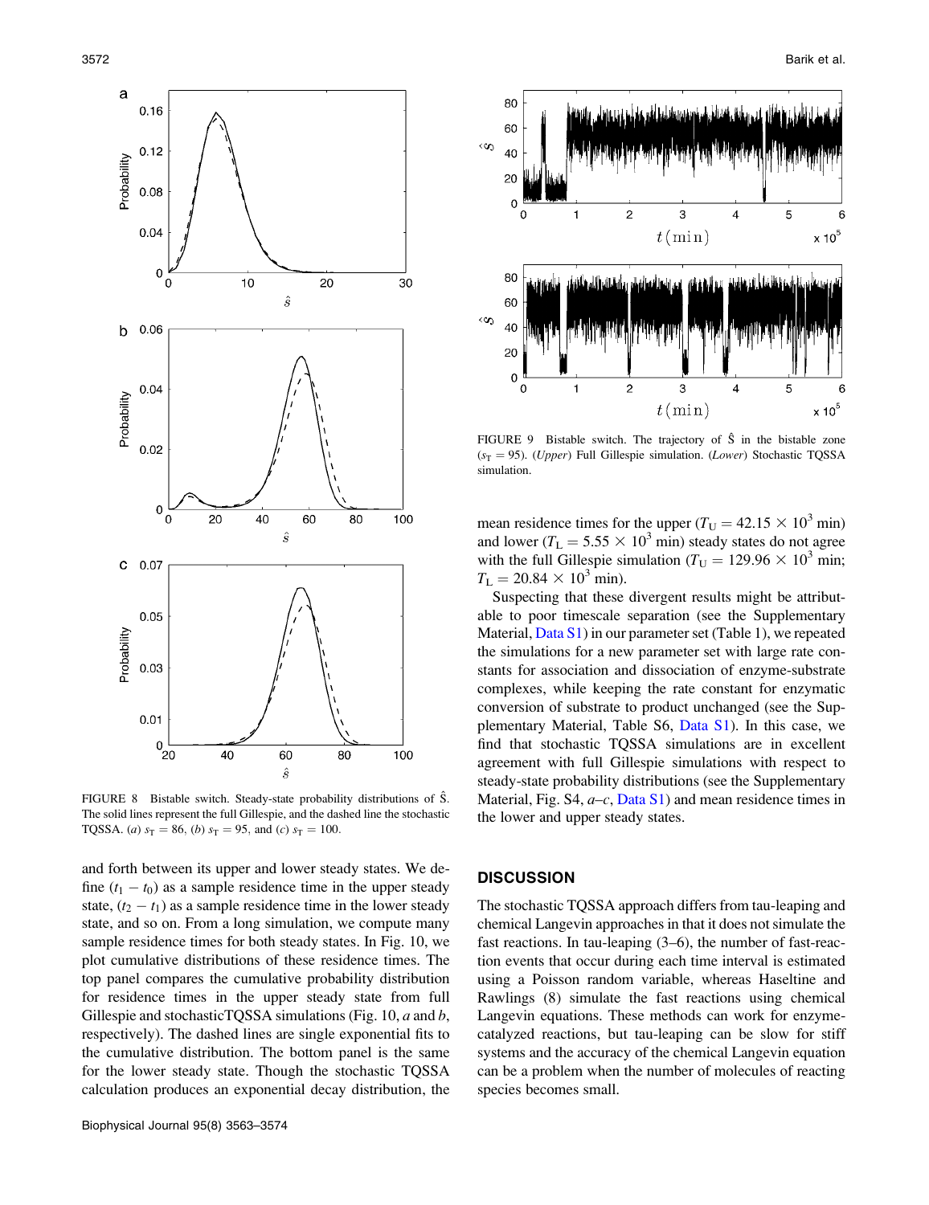FIGURE 8 Bistable switch. Steady-state probability distributions of $\hat{S}$. The solid lines represent the full Gillespie, and the dashed line the stochastic TQSSA. (*a*) $s_T = 86$, (*b*) $s_T = 95$, and (*c*) $s_T = 100$.

and forth between its upper and lower steady states. We define $(t_1 - t_0)$ as a sample residence time in the upper steady state, $(t_2 - t_1)$ as a sample residence time in the lower steady state, and so on. From a long simulation, we compute many sample residence times for both steady states. In Fig. 10, we plot cumulative distributions of these residence times. The top panel compares the cumulative probability distribution for residence times in the upper steady state from full Gillespie and stochasticTQSSA simulations (Fig. 10, *a* and *b*, respectively). The dashed lines are single exponential fits to the cumulative distribution. The bottom panel is the same for the lower steady state. Though the stochastic TQSSA calculation produces an exponential decay distribution, the

FIGURE 9 Bistable switch. The trajectory of $\hat{S}$ in the bistable zone ($s_T = 95$). (*Upper*) Full Gillespie simulation. (*Lower*) Stochastic TQSSA simulation.

mean residence times for the upper ($T_U = 42.15 \times 10^3$ min) and lower ($T_L = 5.55 \times 10^3$ min) steady states do not agree with the full Gillespie simulation ($T_U = 129.96 \times 10^3$ min; $T_L = 20.84 \times 10^3$ min).

Suspecting that these divergent results might be attributable to poor timescale separation (see the Supplementary Material, Data S1) in our parameter set (Table 1), we repeated the simulations for a new parameter set with large rate constants for association and dissociation of enzyme-substrate complexes, while keeping the rate constant for enzymatic conversion of substrate to product unchanged (see the Supplementary Material, Table S6, Data S1). In this case, we find that stochastic TQSSA simulations are in excellent agreement with full Gillespie simulations with respect to steady-state probability distributions (see the Supplementary Material, Fig. S4, *a–c*, Data S1) and mean residence times in the lower and upper steady states.

## DISCUSSION

The stochastic TQSSA approach differs from tau-leaping and chemical Langevin approaches in that it does not simulate the fast reactions. In tau-leaping (3–6), the number of fast-reaction events that occur during each time interval is estimated using a Poisson random variable, whereas Haseltine and Rawlings (8) simulate the fast reactions using chemical Langevin equations. These methods can work for enzyme-catalyzed reactions, but tau-leaping can be slow for stiff systems and the accuracy of the chemical Langevin equation can be a problem when the number of molecules of reacting species becomes small.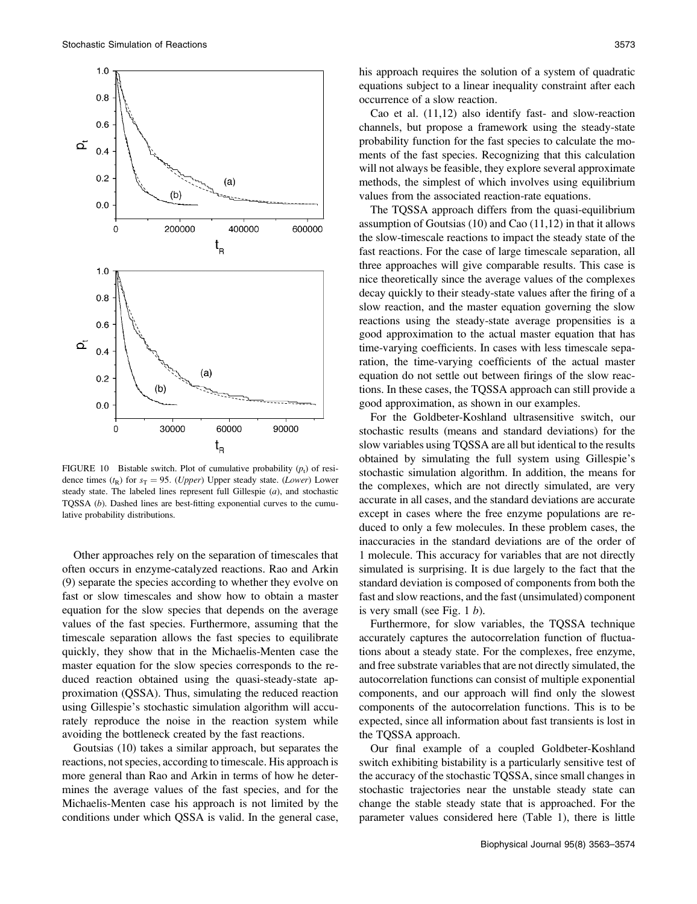FIGURE 10 Bistable switch. Plot of cumulative probability ($p_t$) of residence times ($t_R$) for $s_T = 95$. (*Upper*) Upper steady state. (*Lower*) Lower steady state. The labeled lines represent full Gillespie (*a*), and stochastic TQSSA (*b*). Dashed lines are best-fitting exponential curves to the cumulative probability distributions.

Other approaches rely on the separation of timescales that often occurs in enzyme-catalyzed reactions. Rao and Arkin (9) separate the species according to whether they evolve on fast or slow timescales and show how to obtain a master equation for the slow species that depends on the average values of the fast species. Furthermore, assuming that the timescale separation allows the fast species to equilibrate quickly, they show that in the Michaelis-Menten case the master equation for the slow species corresponds to the reduced reaction obtained using the quasi-steady-state approximation (QSSA). Thus, simulating the reduced reaction using Gillespie's stochastic simulation algorithm will accurately reproduce the noise in the reaction system while avoiding the bottleneck created by the fast reactions.

Goutsias (10) takes a similar approach, but separates the reactions, not species, according to timescale. His approach is more general than Rao and Arkin in terms of how he determines the average values of the fast species, and for the Michaelis-Menten case his approach is not limited by the conditions under which QSSA is valid. In the general case, his approach requires the solution of a system of quadratic equations subject to a linear inequality constraint after each occurrence of a slow reaction.

Cao et al. (11,12) also identify fast- and slow-reaction channels, but propose a framework using the steady-state probability function for the fast species to calculate the moments of the fast species. Recognizing that this calculation will not always be feasible, they explore several approximate methods, the simplest of which involves using equilibrium values from the associated reaction-rate equations.

The TQSSA approach differs from the quasi-equilibrium assumption of Goutsias (10) and Cao (11,12) in that it allows the slow-timescale reactions to impact the steady state of the fast reactions. For the case of large timescale separation, all three approaches will give comparable results. This case is nice theoretically since the average values of the complexes decay quickly to their steady-state values after the firing of a slow reaction, and the master equation governing the slow reactions using the steady-state average propensities is a good approximation to the actual master equation that has time-varying coefficients. In cases with less timescale separation, the time-varying coefficients of the actual master equation do not settle out between firings of the slow reactions. In these cases, the TQSSA approach can still provide a good approximation, as shown in our examples.

For the Goldbeter-Koshland ultrasensitive switch, our stochastic results (means and standard deviations) for the slow variables using TQSSA are all but identical to the results obtained by simulating the full system using Gillespie's stochastic simulation algorithm. In addition, the means for the complexes, which are not directly simulated, are very accurate in all cases, and the standard deviations are accurate except in cases where the free enzyme populations are reduced to only a few molecules. In these problem cases, the inaccuracies in the standard deviations are of the order of 1 molecule. This accuracy for variables that are not directly simulated is surprising. It is due largely to the fact that the standard deviation is composed of components from both the fast and slow reactions, and the fast (unsimulated) component is very small (see Fig. 1 *b*).

Furthermore, for slow variables, the TQSSA technique accurately captures the autocorrelation function of fluctuations about a steady state. For the complexes, free enzyme, and free substrate variables that are not directly simulated, the autocorrelation functions can consist of multiple exponential components, and our approach will find only the slowest components of the autocorrelation functions. This is to be expected, since all information about fast transients is lost in the TQSSA approach.

Our final example of a coupled Goldbeter-Koshland switch exhibiting bistability is a particularly sensitive test of the accuracy of the stochastic TQSSA, since small changes in stochastic trajectories near the unstable steady state can change the stable steady state that is approached. For the parameter values considered here (Table 1), there is little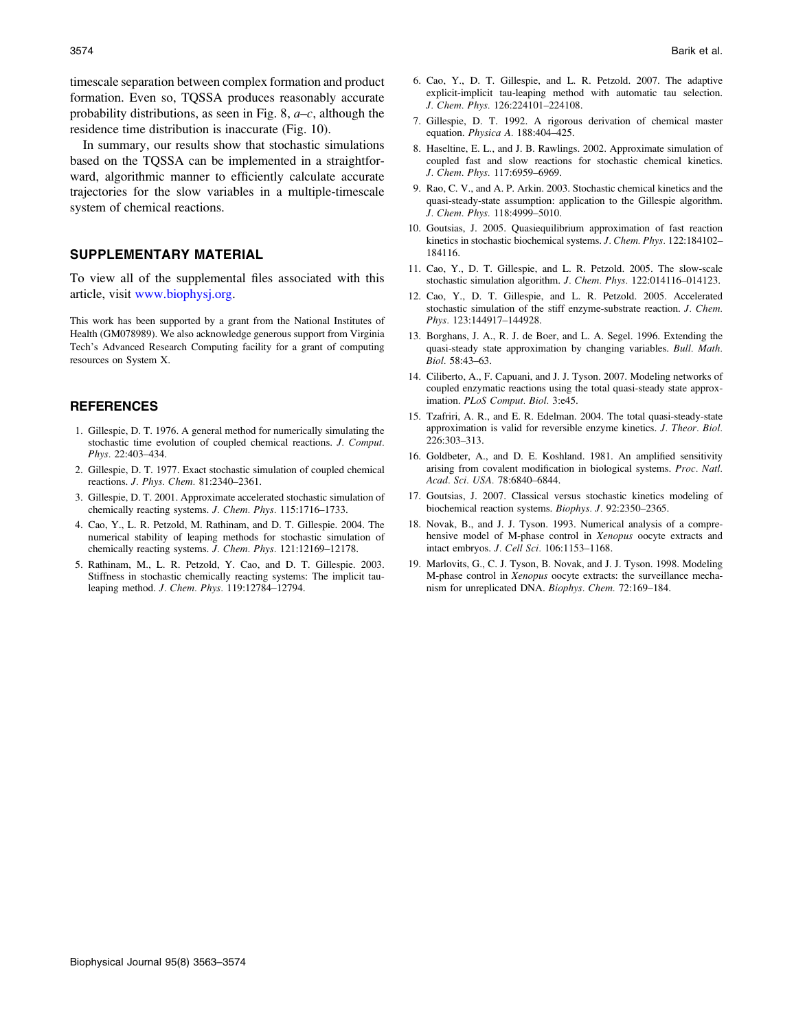timescale separation between complex formation and product formation. Even so, TQSSA produces reasonably accurate probability distributions, as seen in Fig. 8, *a–c*, although the residence time distribution is inaccurate (Fig. 10).

In summary, our results show that stochastic simulations based on the TQSSA can be implemented in a straightforward, algorithmic manner to efficiently calculate accurate trajectories for the slow variables in a multiple-timescale system of chemical reactions.

## SUPPLEMENTARY MATERIAL

To view all of the supplemental files associated with this article, visit www.biophysj.org.

This work has been supported by a grant from the National Institutes of Health (GM078989). We also acknowledge generous support from Virginia Tech's Advanced Research Computing facility for a grant of computing resources on System X.

## REFERENCES

1. Gillespie, D. T. 1976. A general method for numerically simulating the stochastic time evolution of coupled chemical reactions. *J. Comput. Phys.* 22:403–434.
2. Gillespie, D. T. 1977. Exact stochastic simulation of coupled chemical reactions. *J. Phys. Chem.* 81:2340–2361.
3. Gillespie, D. T. 2001. Approximate accelerated stochastic simulation of chemically reacting systems. *J. Chem. Phys.* 115:1716–1733.
4. Cao, Y., L. R. Petzold, M. Rathinam, and D. T. Gillespie. 2004. The numerical stability of leaping methods for stochastic simulation of chemically reacting systems. *J. Chem. Phys.* 121:12169–12178.
5. Rathinam, M., L. R. Petzold, Y. Cao, and D. T. Gillespie. 2003. Stiffness in stochastic chemically reacting systems: The implicit tau-leaping method. *J. Chem. Phys.* 119:12784–12794.
6. Cao, Y., D. T. Gillespie, and L. R. Petzold. 2007. The adaptive explicit-implicit tau-leaping method with automatic tau selection. *J. Chem. Phys.* 126:224101–224108.
7. Gillespie, D. T. 1992. A rigorous derivation of chemical master equation. *Physica A.* 188:404–425.
8. Haseltine, E. L., and J. B. Rawlings. 2002. Approximate simulation of coupled fast and slow reactions for stochastic chemical kinetics. *J. Chem. Phys.* 117:6959–6969.
9. Rao, C. V., and A. P. Arkin. 2003. Stochastic chemical kinetics and the quasi-steady-state assumption: application to the Gillespie algorithm. *J. Chem. Phys.* 118:4999–5010.
10. Goutsias, J. 2005. Quasiequilibrium approximation of fast reaction kinetics in stochastic biochemical systems. *J. Chem. Phys.* 122:184102–184116.
11. Cao, Y., D. T. Gillespie, and L. R. Petzold. 2005. The slow-scale stochastic simulation algorithm. *J. Chem. Phys.* 122:014116–014123.
12. Cao, Y., D. T. Gillespie, and L. R. Petzold. 2005. Accelerated stochastic simulation of the stiff enzyme-substrate reaction. *J. Chem. Phys.* 123:144917–144928.
13. Borghans, J. A., R. J. de Boer, and L. A. Segel. 1996. Extending the quasi-steady state approximation by changing variables. *Bull. Math. Biol.* 58:43–63.
14. Ciliberto, A., F. Capuani, and J. J. Tyson. 2007. Modeling networks of coupled enzymatic reactions using the total quasi-steady state approximation. *PLoS Comput. Biol.* 3:e45.
15. Tzafriri, A. R., and E. R. Edelman. 2004. The total quasi-steady-state approximation is valid for reversible enzyme kinetics. *J. Theor. Biol.* 226:303–313.
16. Goldbeter, A., and D. E. Koshland. 1981. An amplified sensitivity arising from covalent modification in biological systems. *Proc. Natl. Acad. Sci. USA.* 78:6840–6844.
17. Goutsias, J. 2007. Classical versus stochastic kinetics modeling of biochemical reaction systems. *Biophys. J.* 92:2350–2365.
18. Novak, B., and J. J. Tyson. 1993. Numerical analysis of a comprehensive model of M-phase control in *Xenopus* oocyte extracts and intact embryos. *J. Cell Sci.* 106:1153–1168.
19. Marlovits, G., C. J. Tyson, B. Novak, and J. J. Tyson. 1998. Modeling M-phase control in *Xenopus* oocyte extracts: the surveillance mechanism for unreplicated DNA. *Biophys. Chem.* 72:169–184.